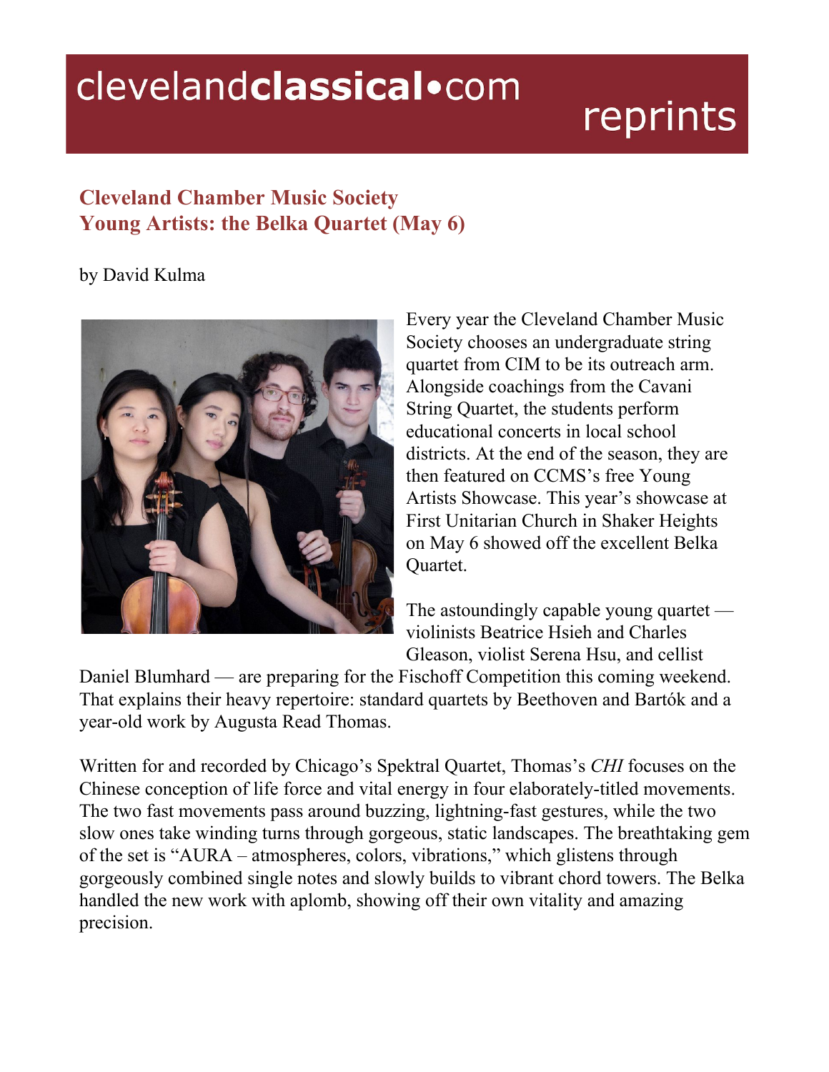clevelandclassical•com reprints

## Cleveland Chamber Music Society
## Young Artists: the Belka Quartet (May 6)

by David Kulma

Every year the Cleveland Chamber Music Society chooses an undergraduate string quartet from CIM to be its outreach arm. Alongside coachings from the Cavani String Quartet, the students perform educational concerts in local school districts. At the end of the season, they are then featured on CCMS's free Young Artists Showcase. This year's showcase at First Unitarian Church in Shaker Heights on May 6 showed off the excellent Belka Quartet.

The astoundingly capable young quartet — violinists Beatrice Hsieh and Charles Gleason, violist Serena Hsu, and cellist Daniel Blumhard — are preparing for the Fischoff Competition this coming weekend. That explains their heavy repertoire: standard quartets by Beethoven and Bartók and a year-old work by Augusta Read Thomas.

Written for and recorded by Chicago's Spektral Quartet, Thomas's *CHI* focuses on the Chinese conception of life force and vital energy in four elaborately-titled movements. The two fast movements pass around buzzing, lightning-fast gestures, while the two slow ones take winding turns through gorgeous, static landscapes. The breathtaking gem of the set is "AURA – atmospheres, colors, vibrations," which glistens through gorgeously combined single notes and slowly builds to vibrant chord towers. The Belka handled the new work with aplomb, showing off their own vitality and amazing precision.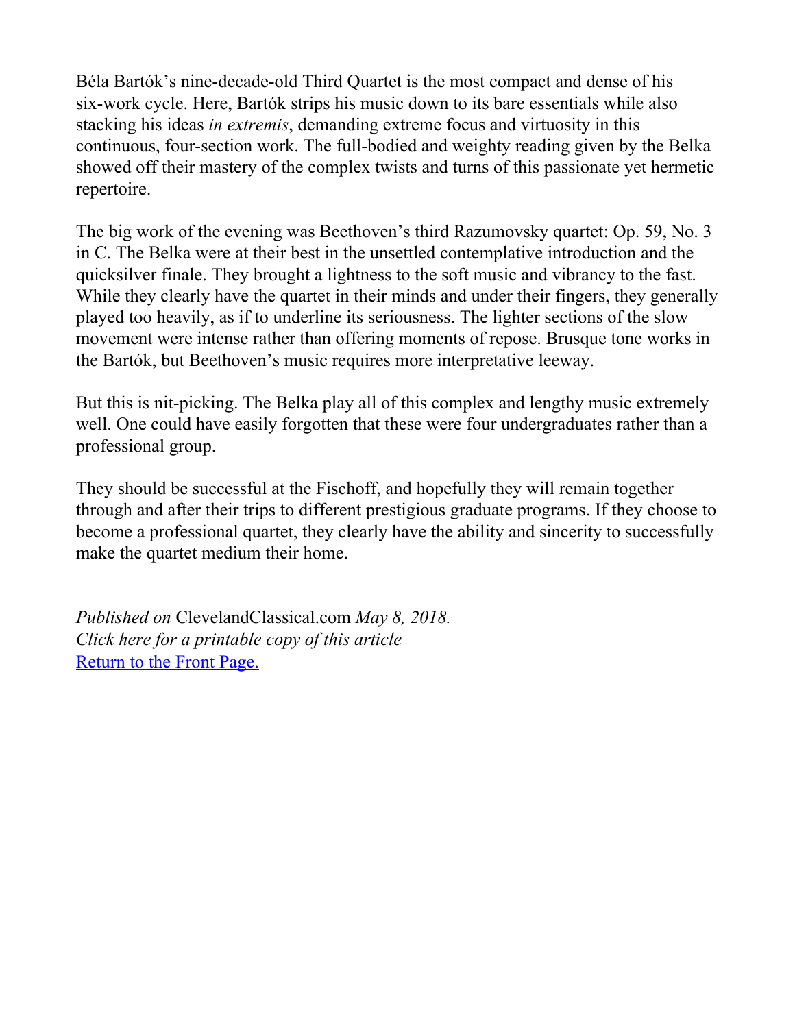Béla Bartók's nine-decade-old Third Quartet is the most compact and dense of his six-work cycle. Here, Bartók strips his music down to its bare essentials while also stacking his ideas *in extremis*, demanding extreme focus and virtuosity in this continuous, four-section work. The full-bodied and weighty reading given by the Belka showed off their mastery of the complex twists and turns of this passionate yet hermetic repertoire.

The big work of the evening was Beethoven's third Razumovsky quartet: Op. 59, No. 3 in C. The Belka were at their best in the unsettled contemplative introduction and the quicksilver finale. They brought a lightness to the soft music and vibrancy to the fast. While they clearly have the quartet in their minds and under their fingers, they generally played too heavily, as if to underline its seriousness. The lighter sections of the slow movement were intense rather than offering moments of repose. Brusque tone works in the Bartók, but Beethoven's music requires more interpretative leeway.

But this is nit-picking. The Belka play all of this complex and lengthy music extremely well. One could have easily forgotten that these were four undergraduates rather than a professional group.

They should be successful at the Fischoff, and hopefully they will remain together through and after their trips to different prestigious graduate programs. If they choose to become a professional quartet, they clearly have the ability and sincerity to successfully make the quartet medium their home.

*Published on* ClevelandClassical.com *May 8, 2018.*
*Click here for a printable copy of this article*
[Return to the Front Page.]